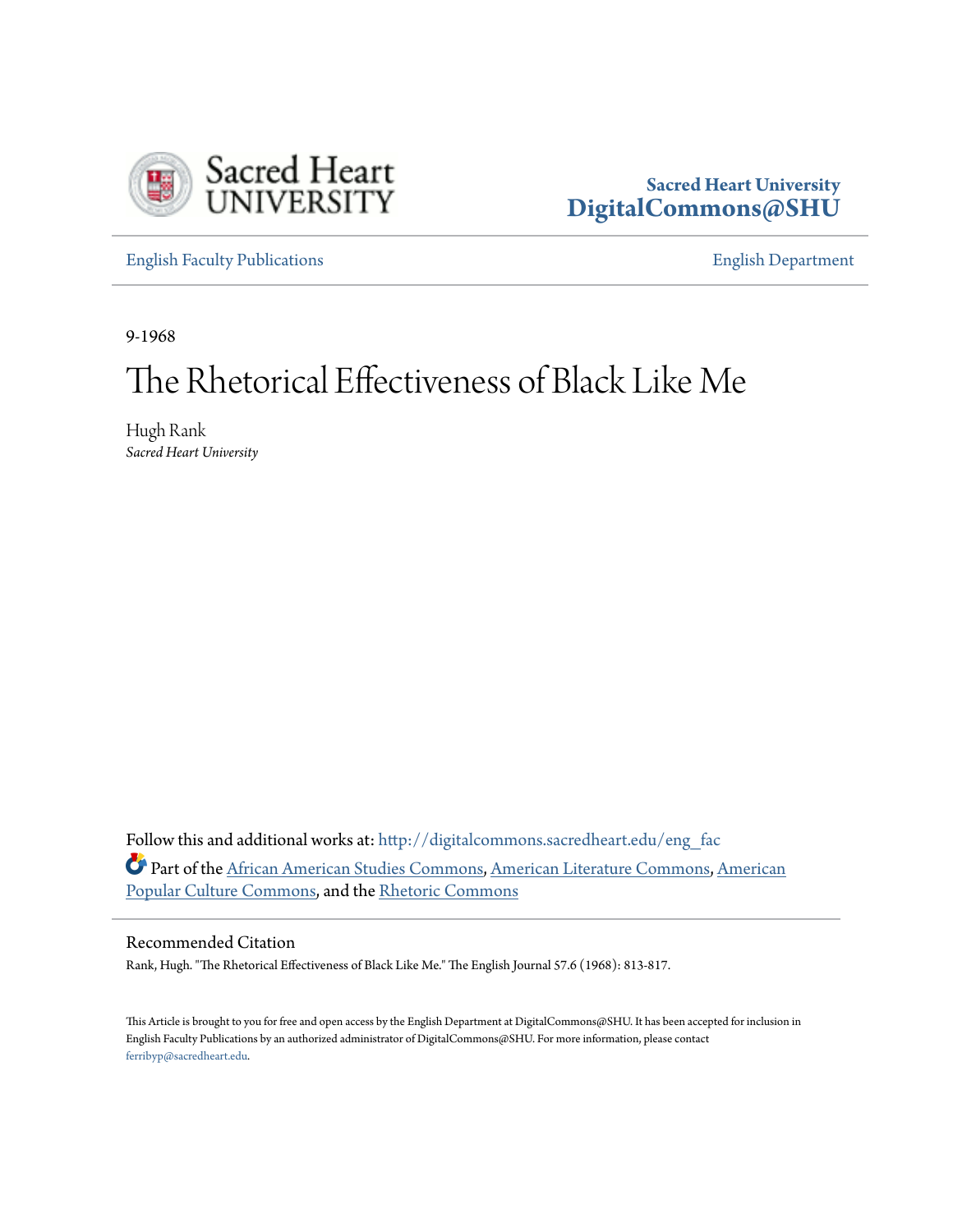Sacred Heart University
DigitalCommons@SHU

English Faculty Publications | English Department

9-1968

# The Rhetorical Effectiveness of Black Like Me

Hugh Rank
*Sacred Heart University*

Follow this and additional works at: http://digitalcommons.sacredheart.edu/eng_fac

Part of the African American Studies Commons, American Literature Commons, American Popular Culture Commons, and the Rhetoric Commons

## Recommended Citation

Rank, Hugh. "The Rhetorical Effectiveness of Black Like Me." The English Journal 57.6 (1968): 813-817.

This Article is brought to you for free and open access by the English Department at DigitalCommons@SHU. It has been accepted for inclusion in English Faculty Publications by an authorized administrator of DigitalCommons@SHU. For more information, please contact ferribyp@sacredheart.edu.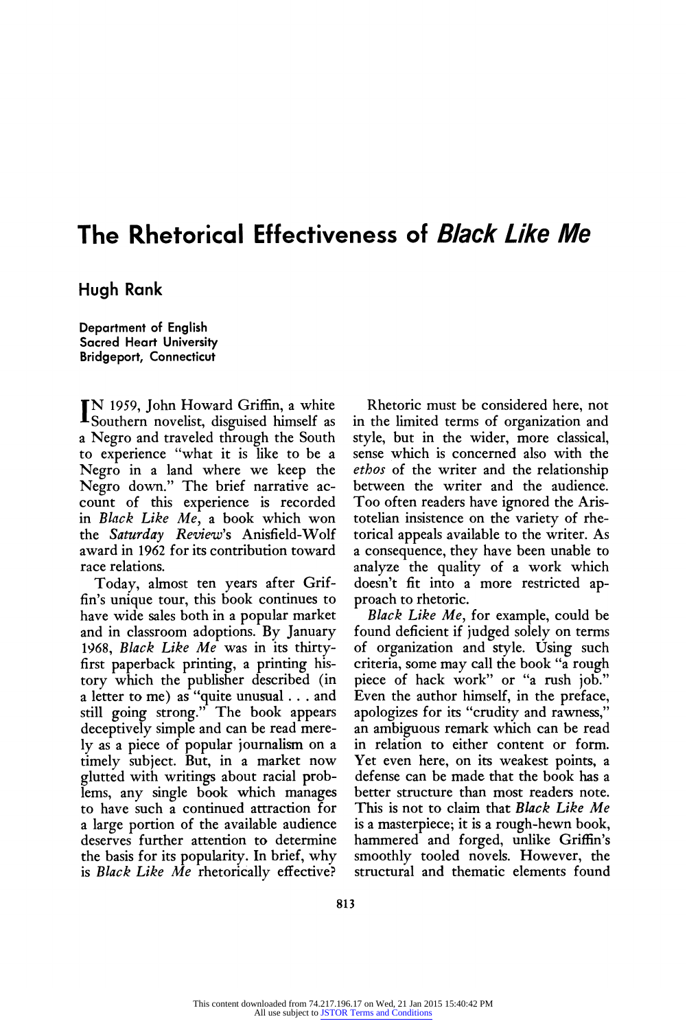# The Rhetorical Effectiveness of *Black Like Me*

## Hugh Rank

Department of English
Sacred Heart University
Bridgeport, Connecticut

IN 1959, John Howard Griffin, a white Southern novelist, disguised himself as a Negro and traveled through the South to experience "what it is like to be a Negro in a land where we keep the Negro down." The brief narrative account of this experience is recorded in *Black Like Me*, a book which won the *Saturday Review*'s Anisfield-Wolf award in 1962 for its contribution toward race relations.

Today, almost ten years after Griffin's unique tour, this book continues to have wide sales both in a popular market and in classroom adoptions. By January 1968, *Black Like Me* was in its thirty-first paperback printing, a printing history which the publisher described (in a letter to me) as "quite unusual . . . and still going strong." The book appears deceptively simple and can be read merely as a piece of popular journalism on a timely subject. But, in a market now glutted with writings about racial problems, any single book which manages to have such a continued attraction for a large portion of the available audience deserves further attention to determine the basis for its popularity. In brief, why is *Black Like Me* rhetorically effective?

Rhetoric must be considered here, not in the limited terms of organization and style, but in the wider, more classical, sense which is concerned also with the *ethos* of the writer and the relationship between the writer and the audience. Too often readers have ignored the Aristotelian insistence on the variety of rhetorical appeals available to the writer. As a consequence, they have been unable to analyze the quality of a work which doesn't fit into a more restricted approach to rhetoric.

*Black Like Me*, for example, could be found deficient if judged solely on terms of organization and style. Using such criteria, some may call the book "a rough piece of hack work" or "a rush job." Even the author himself, in the preface, apologizes for its "crudity and rawness," an ambiguous remark which can be read in relation to either content or form. Yet even here, on its weakest points, a defense can be made that the book has a better structure than most readers note. This is not to claim that *Black Like Me* is a masterpiece; it is a rough-hewn book, hammered and forged, unlike Griffin's smoothly tooled novels. However, the structural and thematic elements found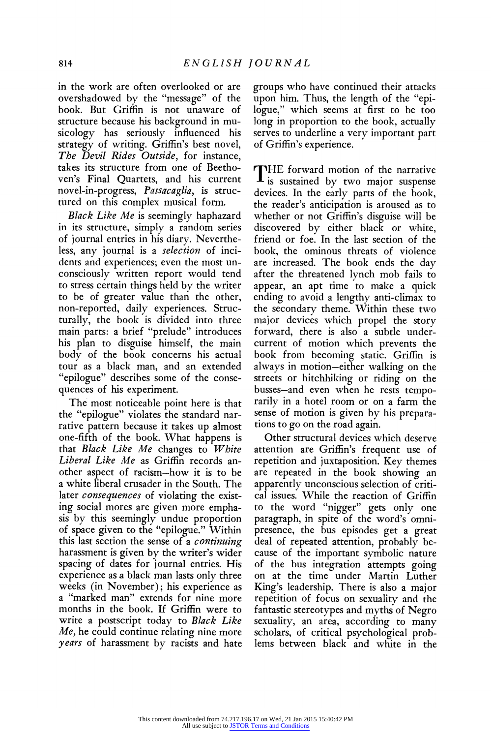in the work are often overlooked or are overshadowed by the "message" of the book. But Griffin is not unaware of structure because his background in musicology has seriously influenced his strategy of writing. Griffin's best novel, *The Devil Rides Outside*, for instance, takes its structure from one of Beethoven's Final Quartets, and his current novel-in-progress, *Passacaglia*, is structured on this complex musical form.

*Black Like Me* is seemingly haphazard in its structure, simply a random series of journal entries in his diary. Nevertheless, any journal is a *selection* of incidents and experiences; even the most unconsciously written report would tend to stress certain things held by the writer to be of greater value than the other, non-reported, daily experiences. Structurally, the book is divided into three main parts: a brief "prelude" introduces his plan to disguise himself, the main body of the book concerns his actual tour as a black man, and an extended "epilogue" describes some of the consequences of his experiment.

The most noticeable point here is that the "epilogue" violates the standard narrative pattern because it takes up almost one-fifth of the book. What happens is that *Black Like Me* changes to *White Liberal Like Me* as Griffin records another aspect of racism—how it is to be a white liberal crusader in the South. The later *consequences* of violating the existing social mores are given more emphasis by this seemingly undue proportion of space given to the "epilogue." Within this last section the sense of a *continuing* harassment is given by the writer's wider spacing of dates for journal entries. His experience as a black man lasts only three weeks (in November); his experience as a "marked man" extends for nine more months in the book. If Griffin were to write a postscript today to *Black Like Me,* he could continue relating nine more *years* of harassment by racists and hate groups who have continued their attacks upon him. Thus, the length of the "epilogue," which seems at first to be too long in proportion to the book, actually serves to underline a very important part of Griffin's experience.

THE forward motion of the narrative is sustained by two major suspense devices. In the early parts of the book, the reader's anticipation is aroused as to whether or not Griffin's disguise will be discovered by either black or white, friend or foe. In the last section of the book, the ominous threats of violence are increased. The book ends the day after the threatened lynch mob fails to appear, an apt time to make a quick ending to avoid a lengthy anti-climax to the secondary theme. Within these two major devices which propel the story forward, there is also a subtle undercurrent of motion which prevents the book from becoming static. Griffin is always in motion—either walking on the streets or hitchhiking or riding on the busses—and even when he rests temporarily in a hotel room or on a farm the sense of motion is given by his preparations to go on the road again.

Other structural devices which deserve attention are Griffin's frequent use of repetition and juxtaposition. Key themes are repeated in the book showing an apparently unconscious selection of critical issues. While the reaction of Griffin to the word "nigger" gets only one paragraph, in spite of the word's omnipresence, the bus episodes get a great deal of repeated attention, probably because of the important symbolic nature of the bus integration attempts going on at the time under Martin Luther King's leadership. There is also a major repetition of focus on sexuality and the fantastic stereotypes and myths of Negro sexuality, an area, according to many scholars, of critical psychological problems between black and white in the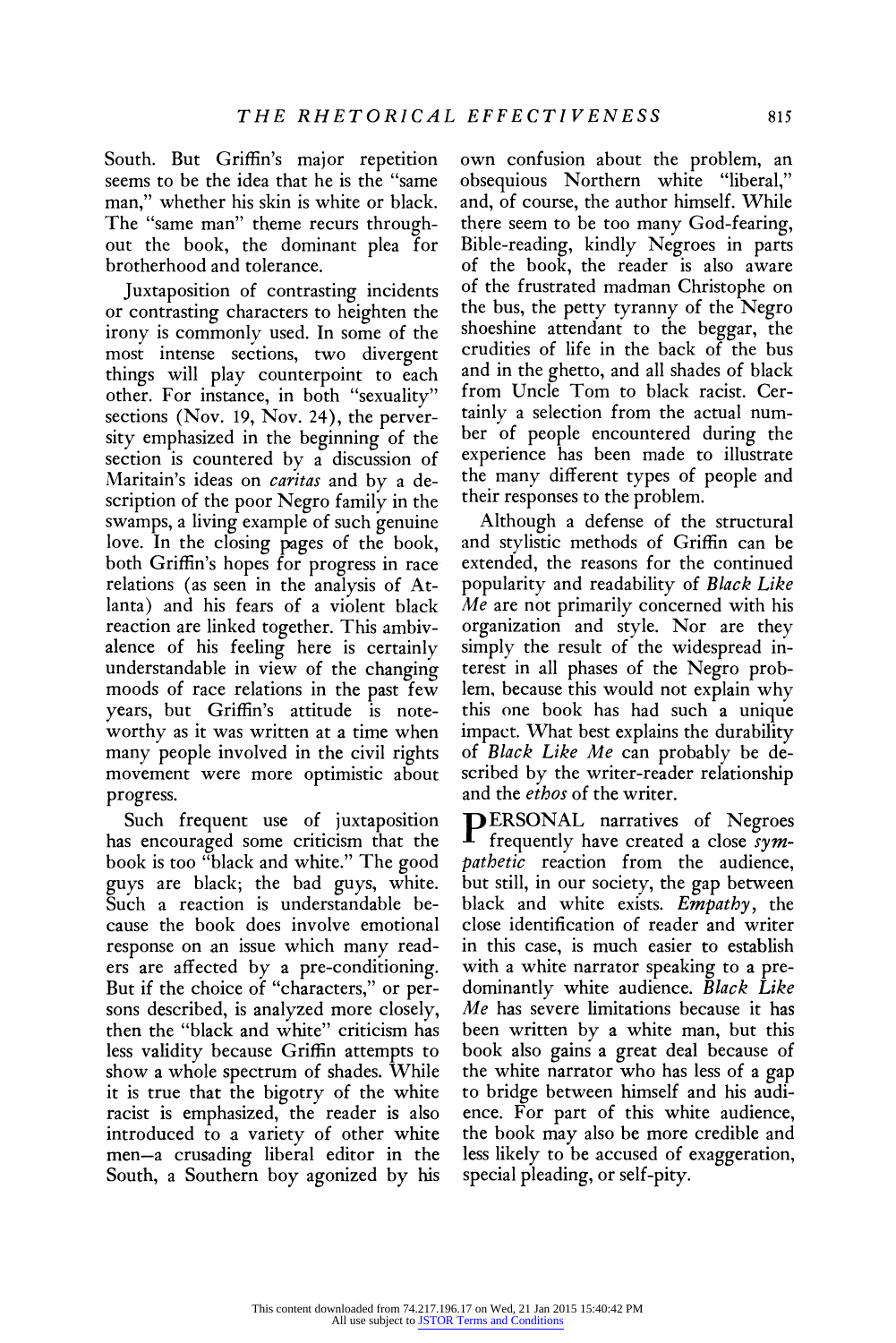South. But Griffin's major repetition seems to be the idea that he is the "same man," whether his skin is white or black. The "same man" theme recurs throughout the book, the dominant plea for brotherhood and tolerance.

Juxtaposition of contrasting incidents or contrasting characters to heighten the irony is commonly used. In some of the most intense sections, two divergent things will play counterpoint to each other. For instance, in both "sexuality" sections (Nov. 19, Nov. 24), the perversity emphasized in the beginning of the section is countered by a discussion of Maritain's ideas on *caritas* and by a description of the poor Negro family in the swamps, a living example of such genuine love. In the closing pages of the book, both Griffin's hopes for progress in race relations (as seen in the analysis of Atlanta) and his fears of a violent black reaction are linked together. This ambivalence of his feeling here is certainly understandable in view of the changing moods of race relations in the past few years, but Griffin's attitude is noteworthy as it was written at a time when many people involved in the civil rights movement were more optimistic about progress.

Such frequent use of juxtaposition has encouraged some criticism that the book is too "black and white." The good guys are black; the bad guys, white. Such a reaction is understandable because the book does involve emotional response on an issue which many readers are affected by a pre-conditioning. But if the choice of "characters," or persons described, is analyzed more closely, then the "black and white" criticism has less validity because Griffin attempts to show a whole spectrum of shades. While it is true that the bigotry of the white racist is emphasized, the reader is also introduced to a variety of other white men—a crusading liberal editor in the South, a Southern boy agonized by his own confusion about the problem, an obsequious Northern white "liberal," and, of course, the author himself. While there seem to be too many God-fearing, Bible-reading, kindly Negroes in parts of the book, the reader is also aware of the frustrated madman Christophe on the bus, the petty tyranny of the Negro shoeshine attendant to the beggar, the crudities of life in the back of the bus and in the ghetto, and all shades of black from Uncle Tom to black racist. Certainly a selection from the actual number of people encountered during the experience has been made to illustrate the many different types of people and their responses to the problem.

Although a defense of the structural and stylistic methods of Griffin can be extended, the reasons for the continued popularity and readability of *Black Like Me* are not primarily concerned with his organization and style. Nor are they simply the result of the widespread interest in all phases of the Negro problem, because this would not explain why this one book has had such a unique impact. What best explains the durability of *Black Like Me* can probably be described by the writer-reader relationship and the *ethos* of the writer.

PERSONAL narratives of Negroes frequently have created a close *sympathetic* reaction from the audience, but still, in our society, the gap between black and white exists. *Empathy*, the close identification of reader and writer in this case, is much easier to establish with a white narrator speaking to a predominantly white audience. *Black Like Me* has severe limitations because it has been written by a white man, but this book also gains a great deal because of the white narrator who has less of a gap to bridge between himself and his audience. For part of this white audience, the book may also be more credible and less likely to be accused of exaggeration, special pleading, or self-pity.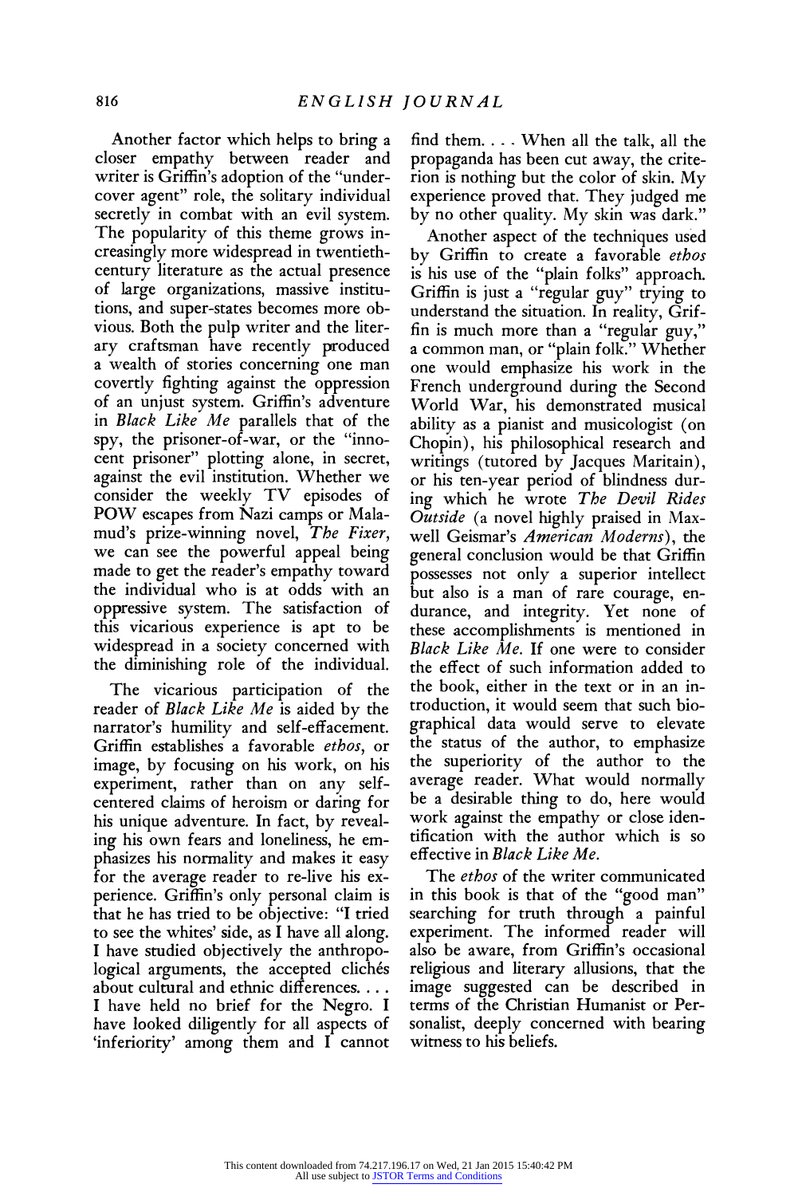Another factor which helps to bring a closer empathy between reader and writer is Griffin's adoption of the "undercover agent" role, the solitary individual secretly in combat with an evil system. The popularity of this theme grows increasingly more widespread in twentieth-century literature as the actual presence of large organizations, massive institutions, and super-states becomes more obvious. Both the pulp writer and the literary craftsman have recently produced a wealth of stories concerning one man covertly fighting against the oppression of an unjust system. Griffin's adventure in *Black Like Me* parallels that of the spy, the prisoner-of-war, or the "innocent prisoner" plotting alone, in secret, against the evil institution. Whether we consider the weekly TV episodes of POW escapes from Nazi camps or Malamud's prize-winning novel, *The Fixer*, we can see the powerful appeal being made to get the reader's empathy toward the individual who is at odds with an oppressive system. The satisfaction of this vicarious experience is apt to be widespread in a society concerned with the diminishing role of the individual.

The vicarious participation of the reader of *Black Like Me* is aided by the narrator's humility and self-effacement. Griffin establishes a favorable *ethos*, or image, by focusing on his work, on his experiment, rather than on any self-centered claims of heroism or daring for his unique adventure. In fact, by revealing his own fears and loneliness, he emphasizes his normality and makes it easy for the average reader to re-live his experience. Griffin's only personal claim is that he has tried to be objective: "I tried to see the whites' side, as I have all along. I have studied objectively the anthropological arguments, the accepted clichés about cultural and ethnic differences. . . . I have held no brief for the Negro. I have looked diligently for all aspects of 'inferiority' among them and I cannot find them. . . . When all the talk, all the propaganda has been cut away, the criterion is nothing but the color of skin. My experience proved that. They judged me by no other quality. My skin was dark."

Another aspect of the techniques used by Griffin to create a favorable *ethos* is his use of the "plain folks" approach. Griffin is just a "regular guy" trying to understand the situation. In reality, Griffin is much more than a "regular guy," a common man, or "plain folk." Whether one would emphasize his work in the French underground during the Second World War, his demonstrated musical ability as a pianist and musicologist (on Chopin), his philosophical research and writings (tutored by Jacques Maritain), or his ten-year period of blindness during which he wrote *The Devil Rides Outside* (a novel highly praised in Maxwell Geismar's *American Moderns*), the general conclusion would be that Griffin possesses not only a superior intellect but also is a man of rare courage, endurance, and integrity. Yet none of these accomplishments is mentioned in *Black Like Me*. If one were to consider the effect of such information added to the book, either in the text or in an introduction, it would seem that such biographical data would serve to elevate the status of the author, to emphasize the superiority of the author to the average reader. What would normally be a desirable thing to do, here would work against the empathy or close identification with the author which is so effective in *Black Like Me*.

The *ethos* of the writer communicated in this book is that of the "good man" searching for truth through a painful experiment. The informed reader will also be aware, from Griffin's occasional religious and literary allusions, that the image suggested can be described in terms of the Christian Humanist or Personalist, deeply concerned with bearing witness to his beliefs.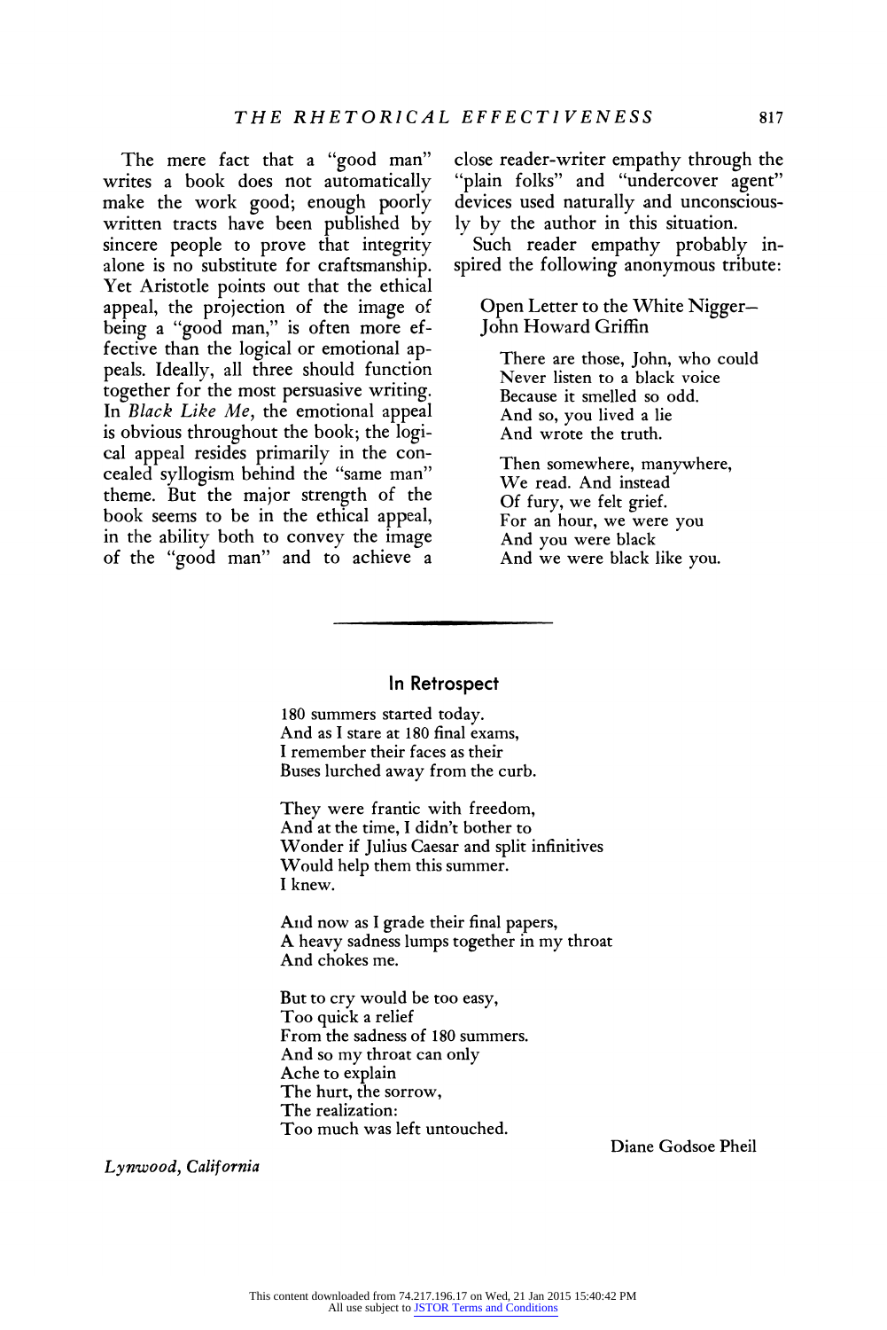The mere fact that a "good man" writes a book does not automatically make the work good; enough poorly written tracts have been published by sincere people to prove that integrity alone is no substitute for craftsmanship. Yet Aristotle points out that the ethical appeal, the projection of the image of being a "good man," is often more effective than the logical or emotional appeals. Ideally, all three should function together for the most persuasive writing. In *Black Like Me*, the emotional appeal is obvious throughout the book; the logical appeal resides primarily in the concealed syllogism behind the "same man" theme. But the major strength of the book seems to be in the ethical appeal, in the ability both to convey the image of the "good man" and to achieve a close reader-writer empathy through the "plain folks" and "undercover agent" devices used naturally and unconsciously by the author in this situation.

Such reader empathy probably inspired the following anonymous tribute:

> Open Letter to the White Nigger—
> John Howard Griffin
>
> There are those, John, who could
> Never listen to a black voice
> Because it smelled so odd.
> And so, you lived a lie
> And wrote the truth.
>
> Then somewhere, manywhere,
> We read. And instead
> Of fury, we felt grief.
> For an hour, we were you
> And you were black
> And we were black like you.

---

## In Retrospect

180 summers started today.
And as I stare at 180 final exams,
I remember their faces as their
Buses lurched away from the curb.

They were frantic with freedom,
And at the time, I didn't bother to
Wonder if Julius Caesar and split infinitives
Would help them this summer.
I knew.

And now as I grade their final papers,
A heavy sadness lumps together in my throat
And chokes me.

But to cry would be too easy,
Too quick a relief
From the sadness of 180 summers.
And so my throat can only
Ache to explain
The hurt, the sorrow,
The realization:
Too much was left untouched.

Diane Godsoe Pheil

*Lynwood, California*